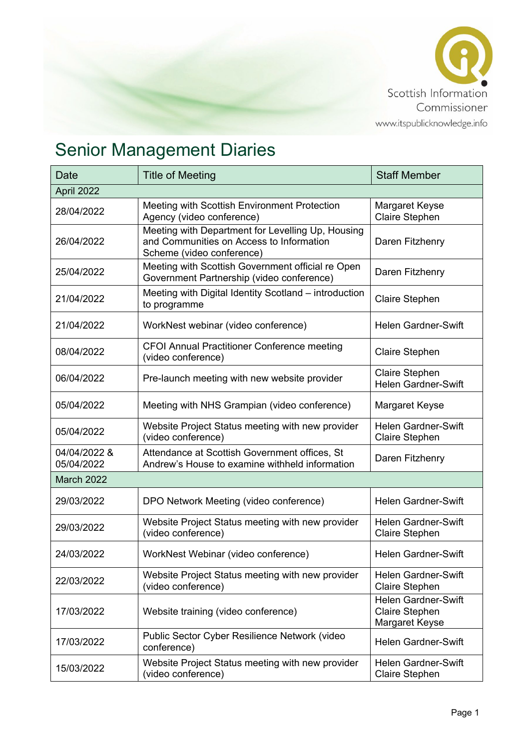Scottish Information Commissioner

www.itspublicknowledge.info

# Senior Management Diaries

| Date | Title of Meeting | Staff Member |
|---|---|---|
| April 2022 | | |
| 28/04/2022 | Meeting with Scottish Environment Protection Agency (video conference) | Margaret Keyse<br>Claire Stephen |
| 26/04/2022 | Meeting with Department for Levelling Up, Housing and Communities on Access to Information Scheme (video conference) | Daren Fitzhenry |
| 25/04/2022 | Meeting with Scottish Government official re Open Government Partnership (video conference) | Daren Fitzhenry |
| 21/04/2022 | Meeting with Digital Identity Scotland – introduction to programme | Claire Stephen |
| 21/04/2022 | WorkNest webinar (video conference) | Helen Gardner-Swift |
| 08/04/2022 | CFOI Annual Practitioner Conference meeting (video conference) | Claire Stephen |
| 06/04/2022 | Pre-launch meeting with new website provider | Claire Stephen<br>Helen Gardner-Swift |
| 05/04/2022 | Meeting with NHS Grampian (video conference) | Margaret Keyse |
| 05/04/2022 | Website Project Status meeting with new provider (video conference) | Helen Gardner-Swift<br>Claire Stephen |
| 04/04/2022 &<br>05/04/2022 | Attendance at Scottish Government offices, St Andrew's House to examine withheld information | Daren Fitzhenry |
| March 2022 | | |
| 29/03/2022 | DPO Network Meeting (video conference) | Helen Gardner-Swift |
| 29/03/2022 | Website Project Status meeting with new provider (video conference) | Helen Gardner-Swift<br>Claire Stephen |
| 24/03/2022 | WorkNest Webinar (video conference) | Helen Gardner-Swift |
| 22/03/2022 | Website Project Status meeting with new provider (video conference) | Helen Gardner-Swift<br>Claire Stephen |
| 17/03/2022 | Website training (video conference) | Helen Gardner-Swift<br>Claire Stephen<br>Margaret Keyse |
| 17/03/2022 | Public Sector Cyber Resilience Network (video conference) | Helen Gardner-Swift |
| 15/03/2022 | Website Project Status meeting with new provider (video conference) | Helen Gardner-Swift<br>Claire Stephen |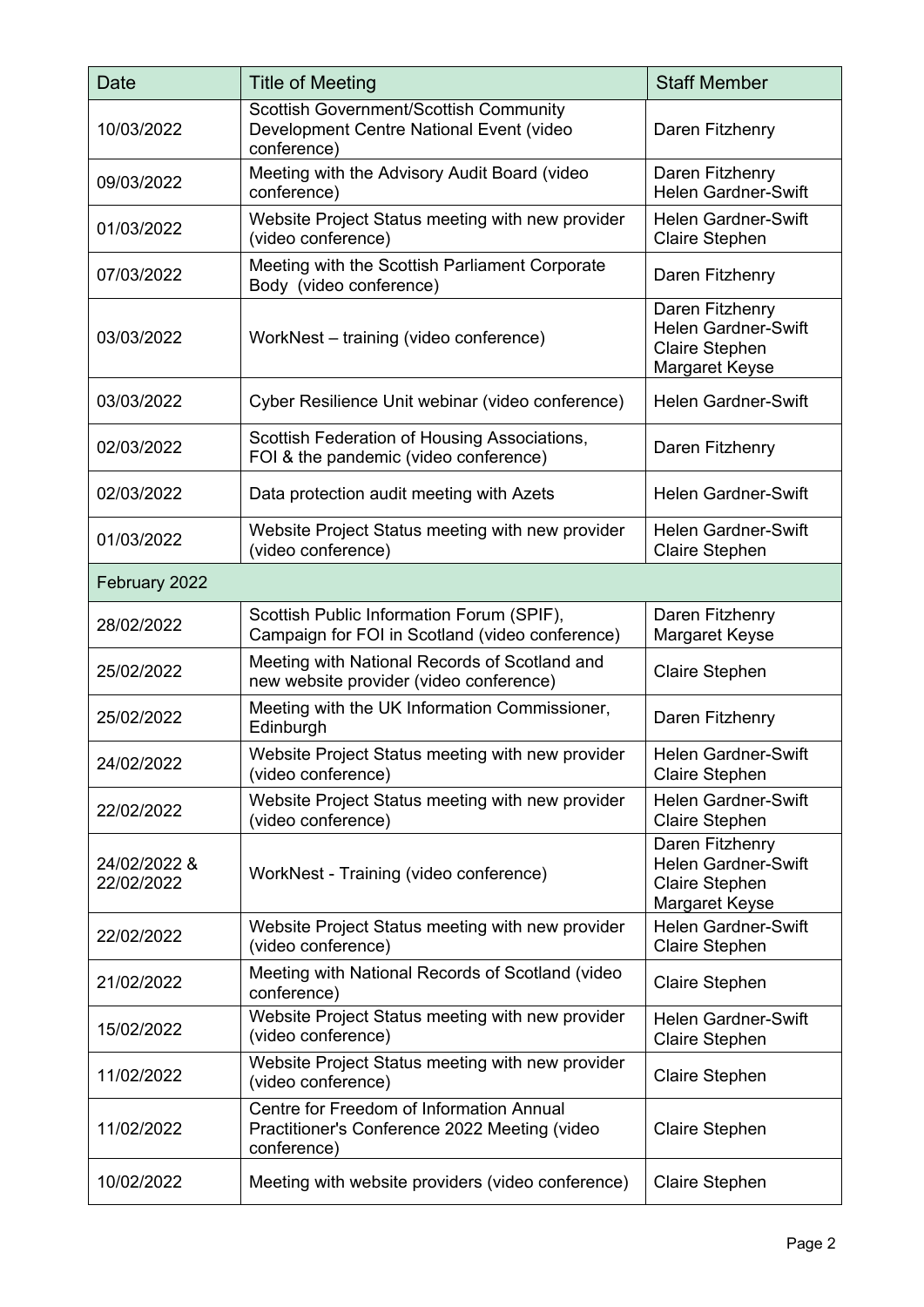| Date | Title of Meeting | Staff Member |
| --- | --- | --- |
| 10/03/2022 | Scottish Government/Scottish Community Development Centre National Event (video conference) | Daren Fitzhenry |
| 09/03/2022 | Meeting with the Advisory Audit Board (video conference) | Daren Fitzhenry<br>Helen Gardner-Swift |
| 01/03/2022 | Website Project Status meeting with new provider (video conference) | Helen Gardner-Swift<br>Claire Stephen |
| 07/03/2022 | Meeting with the Scottish Parliament Corporate Body (video conference) | Daren Fitzhenry |
| 03/03/2022 | WorkNest – training (video conference) | Daren Fitzhenry<br>Helen Gardner-Swift<br>Claire Stephen<br>Margaret Keyse |
| 03/03/2022 | Cyber Resilience Unit webinar (video conference) | Helen Gardner-Swift |
| 02/03/2022 | Scottish Federation of Housing Associations, FOI & the pandemic (video conference) | Daren Fitzhenry |
| 02/03/2022 | Data protection audit meeting with Azets | Helen Gardner-Swift |
| 01/03/2022 | Website Project Status meeting with new provider (video conference) | Helen Gardner-Swift<br>Claire Stephen |
| February 2022 | | |
| 28/02/2022 | Scottish Public Information Forum (SPIF), Campaign for FOI in Scotland (video conference) | Daren Fitzhenry<br>Margaret Keyse |
| 25/02/2022 | Meeting with National Records of Scotland and new website provider (video conference) | Claire Stephen |
| 25/02/2022 | Meeting with the UK Information Commissioner, Edinburgh | Daren Fitzhenry |
| 24/02/2022 | Website Project Status meeting with new provider (video conference) | Helen Gardner-Swift<br>Claire Stephen |
| 22/02/2022 | Website Project Status meeting with new provider (video conference) | Helen Gardner-Swift<br>Claire Stephen |
| 24/02/2022 & 22/02/2022 | WorkNest - Training (video conference) | Daren Fitzhenry<br>Helen Gardner-Swift<br>Claire Stephen<br>Margaret Keyse |
| 22/02/2022 | Website Project Status meeting with new provider (video conference) | Helen Gardner-Swift<br>Claire Stephen |
| 21/02/2022 | Meeting with National Records of Scotland (video conference) | Claire Stephen |
| 15/02/2022 | Website Project Status meeting with new provider (video conference) | Helen Gardner-Swift<br>Claire Stephen |
| 11/02/2022 | Website Project Status meeting with new provider (video conference) | Claire Stephen |
| 11/02/2022 | Centre for Freedom of Information Annual Practitioner's Conference 2022 Meeting (video conference) | Claire Stephen |
| 10/02/2022 | Meeting with website providers (video conference) | Claire Stephen |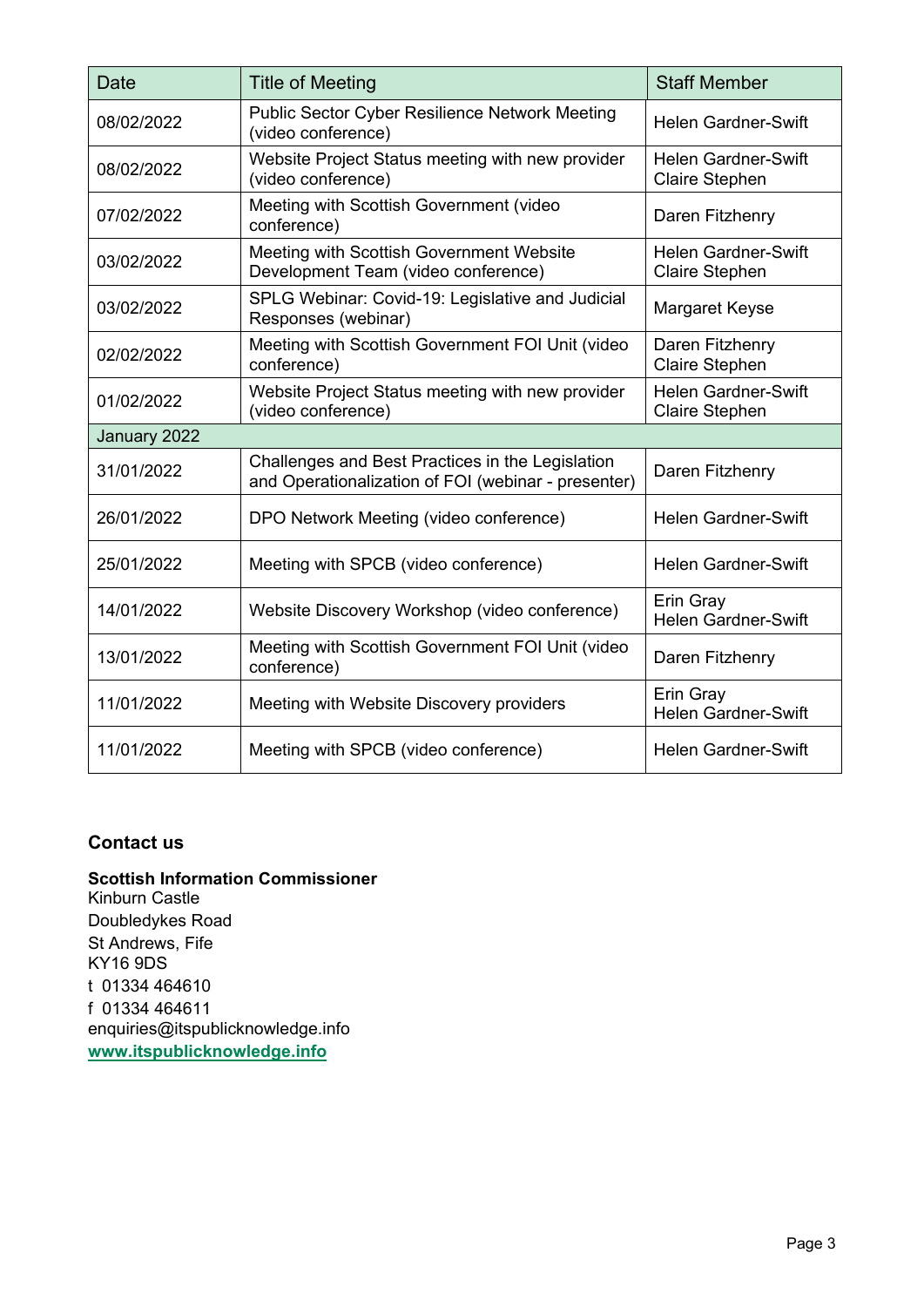| Date | Title of Meeting | Staff Member |
|---|---|---|
| 08/02/2022 | Public Sector Cyber Resilience Network Meeting (video conference) | Helen Gardner-Swift |
| 08/02/2022 | Website Project Status meeting with new provider (video conference) | Helen Gardner-Swift<br>Claire Stephen |
| 07/02/2022 | Meeting with Scottish Government (video conference) | Daren Fitzhenry |
| 03/02/2022 | Meeting with Scottish Government Website Development Team (video conference) | Helen Gardner-Swift<br>Claire Stephen |
| 03/02/2022 | SPLG Webinar: Covid-19: Legislative and Judicial Responses (webinar) | Margaret Keyse |
| 02/02/2022 | Meeting with Scottish Government FOI Unit (video conference) | Daren Fitzhenry<br>Claire Stephen |
| 01/02/2022 | Website Project Status meeting with new provider (video conference) | Helen Gardner-Swift<br>Claire Stephen |
| January 2022 | | |
| 31/01/2022 | Challenges and Best Practices in the Legislation and Operationalization of FOI (webinar - presenter) | Daren Fitzhenry |
| 26/01/2022 | DPO Network Meeting (video conference) | Helen Gardner-Swift |
| 25/01/2022 | Meeting with SPCB (video conference) | Helen Gardner-Swift |
| 14/01/2022 | Website Discovery Workshop (video conference) | Erin Gray<br>Helen Gardner-Swift |
| 13/01/2022 | Meeting with Scottish Government FOI Unit (video conference) | Daren Fitzhenry |
| 11/01/2022 | Meeting with Website Discovery providers | Erin Gray<br>Helen Gardner-Swift |
| 11/01/2022 | Meeting with SPCB (video conference) | Helen Gardner-Swift |

## Contact us

**Scottish Information Commissioner**
Kinburn Castle
Doubledykes Road
St Andrews, Fife
KY16 9DS
t 01334 464610
f 01334 464611
enquiries@itspublicknowledge.info
**www.itspublicknowledge.info**